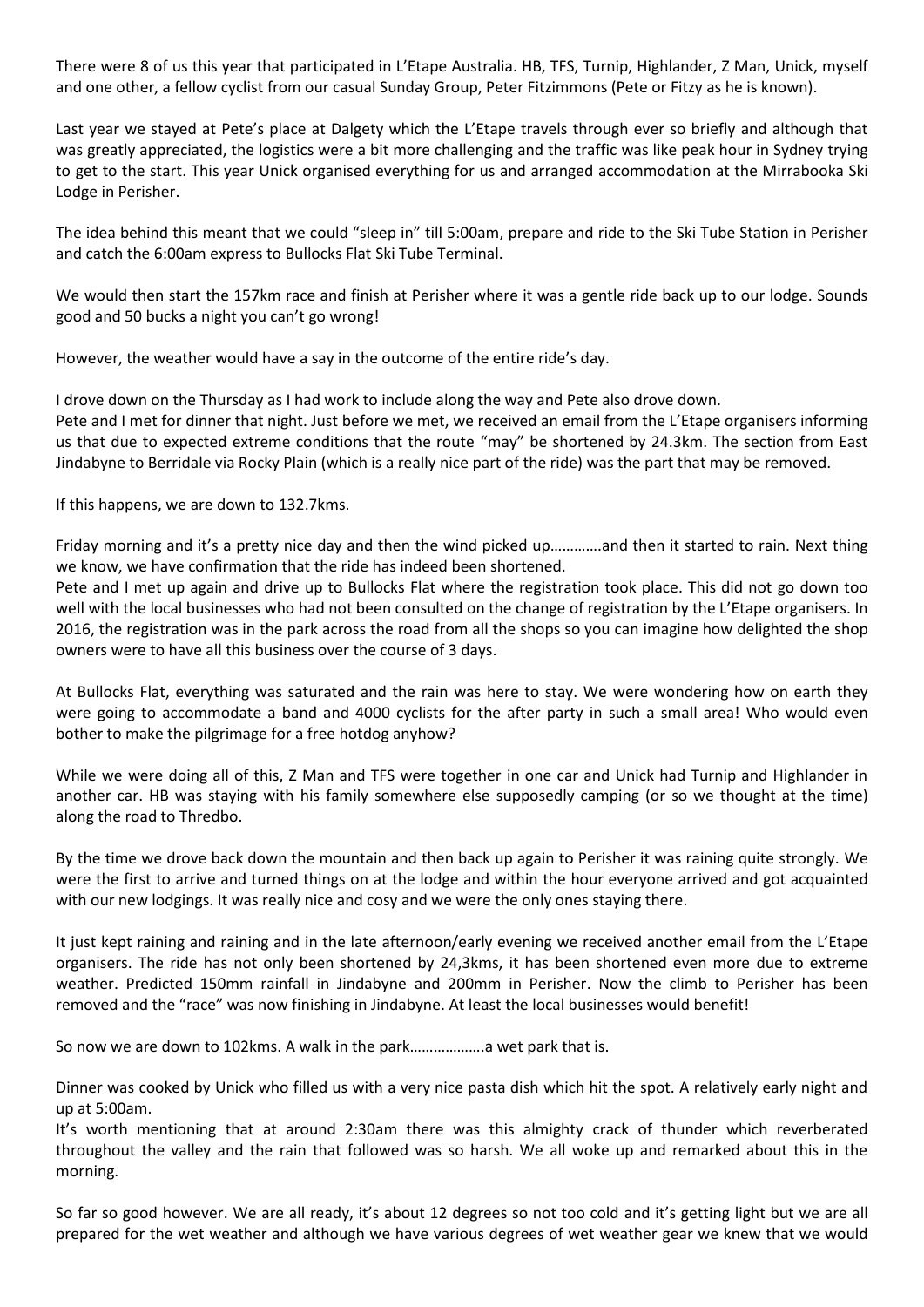There were 8 of us this year that participated in L'Etape Australia. HB, TFS, Turnip, Highlander, Z Man, Unick, myself and one other, a fellow cyclist from our casual Sunday Group, Peter Fitzimmons (Pete or Fitzy as he is known).

Last year we stayed at Pete's place at Dalgety which the L'Etape travels through ever so briefly and although that was greatly appreciated, the logistics were a bit more challenging and the traffic was like peak hour in Sydney trying to get to the start. This year Unick organised everything for us and arranged accommodation at the Mirrabooka Ski Lodge in Perisher.

The idea behind this meant that we could "sleep in" till 5:00am, prepare and ride to the Ski Tube Station in Perisher and catch the 6:00am express to Bullocks Flat Ski Tube Terminal.

We would then start the 157km race and finish at Perisher where it was a gentle ride back up to our lodge. Sounds good and 50 bucks a night you can't go wrong!

However, the weather would have a say in the outcome of the entire ride's day.

I drove down on the Thursday as I had work to include along the way and Pete also drove down.
Pete and I met for dinner that night. Just before we met, we received an email from the L'Etape organisers informing us that due to expected extreme conditions that the route "may" be shortened by 24.3km. The section from East Jindabyne to Berridale via Rocky Plain (which is a really nice part of the ride) was the part that may be removed.

If this happens, we are down to 132.7kms.

Friday morning and it's a pretty nice day and then the wind picked up…………and then it started to rain. Next thing we know, we have confirmation that the ride has indeed been shortened.
Pete and I met up again and drive up to Bullocks Flat where the registration took place. This did not go down too well with the local businesses who had not been consulted on the change of registration by the L'Etape organisers. In 2016, the registration was in the park across the road from all the shops so you can imagine how delighted the shop owners were to have all this business over the course of 3 days.

At Bullocks Flat, everything was saturated and the rain was here to stay. We were wondering how on earth they were going to accommodate a band and 4000 cyclists for the after party in such a small area! Who would even bother to make the pilgrimage for a free hotdog anyhow?

While we were doing all of this, Z Man and TFS were together in one car and Unick had Turnip and Highlander in another car. HB was staying with his family somewhere else supposedly camping (or so we thought at the time) along the road to Thredbo.

By the time we drove back down the mountain and then back up again to Perisher it was raining quite strongly. We were the first to arrive and turned things on at the lodge and within the hour everyone arrived and got acquainted with our new lodgings. It was really nice and cosy and we were the only ones staying there.

It just kept raining and raining and in the late afternoon/early evening we received another email from the L'Etape organisers. The ride has not only been shortened by 24,3kms, it has been shortened even more due to extreme weather. Predicted 150mm rainfall in Jindabyne and 200mm in Perisher. Now the climb to Perisher has been removed and the "race" was now finishing in Jindabyne. At least the local businesses would benefit!

So now we are down to 102kms. A walk in the park………………a wet park that is.

Dinner was cooked by Unick who filled us with a very nice pasta dish which hit the spot. A relatively early night and up at 5:00am.
It's worth mentioning that at around 2:30am there was this almighty crack of thunder which reverberated throughout the valley and the rain that followed was so harsh. We all woke up and remarked about this in the morning.

So far so good however. We are all ready, it's about 12 degrees so not too cold and it's getting light but we are all prepared for the wet weather and although we have various degrees of wet weather gear we knew that we would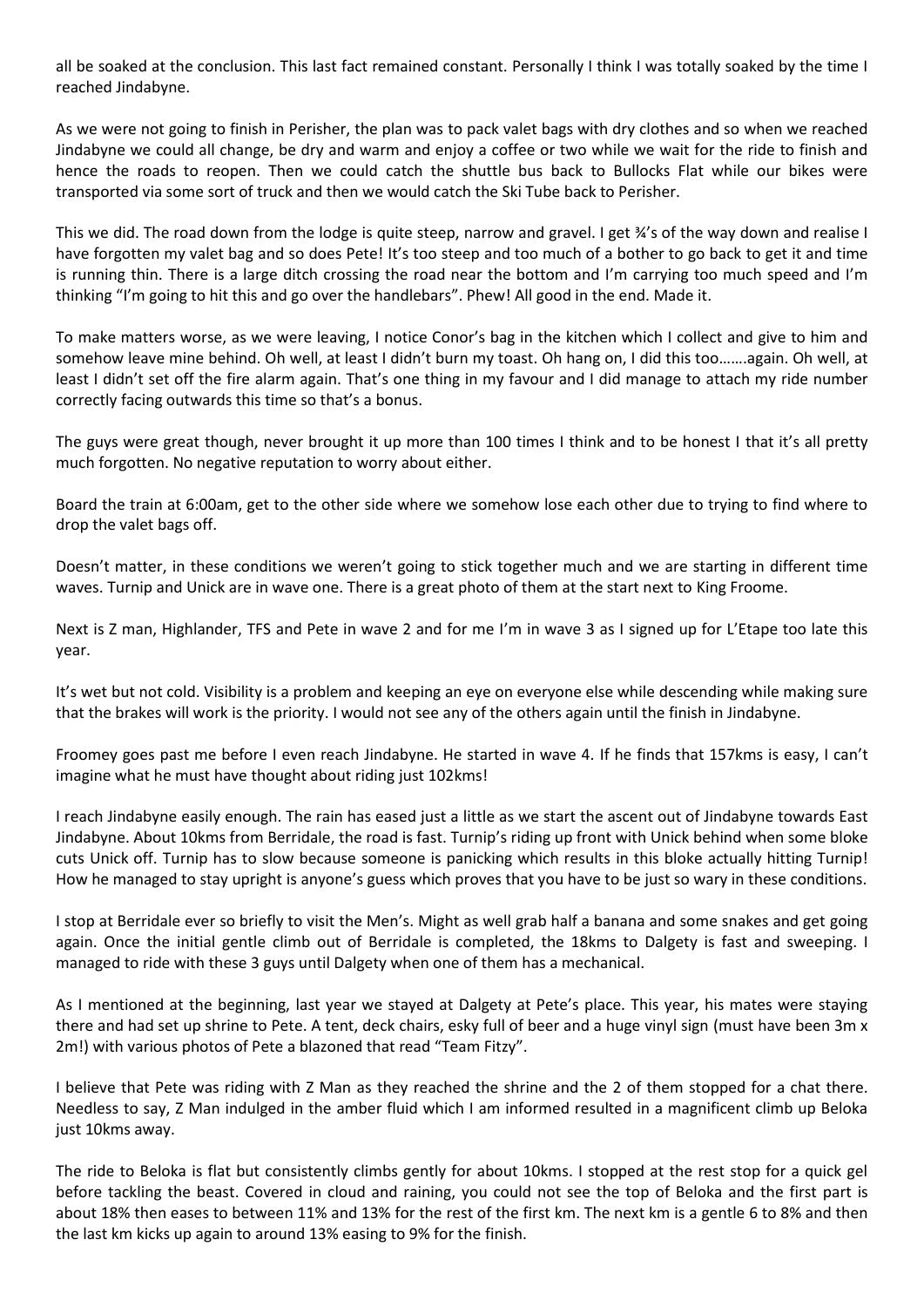all be soaked at the conclusion. This last fact remained constant. Personally I think I was totally soaked by the time I reached Jindabyne.

As we were not going to finish in Perisher, the plan was to pack valet bags with dry clothes and so when we reached Jindabyne we could all change, be dry and warm and enjoy a coffee or two while we wait for the ride to finish and hence the roads to reopen. Then we could catch the shuttle bus back to Bullocks Flat while our bikes were transported via some sort of truck and then we would catch the Ski Tube back to Perisher.

This we did. The road down from the lodge is quite steep, narrow and gravel. I get ¾'s of the way down and realise I have forgotten my valet bag and so does Pete! It's too steep and too much of a bother to go back to get it and time is running thin. There is a large ditch crossing the road near the bottom and I'm carrying too much speed and I'm thinking "I'm going to hit this and go over the handlebars". Phew! All good in the end. Made it.

To make matters worse, as we were leaving, I notice Conor's bag in the kitchen which I collect and give to him and somehow leave mine behind. Oh well, at least I didn't burn my toast. Oh hang on, I did this too…….again. Oh well, at least I didn't set off the fire alarm again. That's one thing in my favour and I did manage to attach my ride number correctly facing outwards this time so that's a bonus.

The guys were great though, never brought it up more than 100 times I think and to be honest I that it's all pretty much forgotten. No negative reputation to worry about either.

Board the train at 6:00am, get to the other side where we somehow lose each other due to trying to find where to drop the valet bags off.

Doesn't matter, in these conditions we weren't going to stick together much and we are starting in different time waves. Turnip and Unick are in wave one. There is a great photo of them at the start next to King Froome.

Next is Z man, Highlander, TFS and Pete in wave 2 and for me I'm in wave 3 as I signed up for L'Etape too late this year.

It's wet but not cold. Visibility is a problem and keeping an eye on everyone else while descending while making sure that the brakes will work is the priority. I would not see any of the others again until the finish in Jindabyne.

Froomey goes past me before I even reach Jindabyne. He started in wave 4. If he finds that 157kms is easy, I can't imagine what he must have thought about riding just 102kms!

I reach Jindabyne easily enough. The rain has eased just a little as we start the ascent out of Jindabyne towards East Jindabyne. About 10kms from Berridale, the road is fast. Turnip's riding up front with Unick behind when some bloke cuts Unick off. Turnip has to slow because someone is panicking which results in this bloke actually hitting Turnip! How he managed to stay upright is anyone's guess which proves that you have to be just so wary in these conditions.

I stop at Berridale ever so briefly to visit the Men's. Might as well grab half a banana and some snakes and get going again. Once the initial gentle climb out of Berridale is completed, the 18kms to Dalgety is fast and sweeping. I managed to ride with these 3 guys until Dalgety when one of them has a mechanical.

As I mentioned at the beginning, last year we stayed at Dalgety at Pete's place. This year, his mates were staying there and had set up shrine to Pete. A tent, deck chairs, esky full of beer and a huge vinyl sign (must have been 3m x 2m!) with various photos of Pete a blazoned that read "Team Fitzy".

I believe that Pete was riding with Z Man as they reached the shrine and the 2 of them stopped for a chat there. Needless to say, Z Man indulged in the amber fluid which I am informed resulted in a magnificent climb up Beloka just 10kms away.

The ride to Beloka is flat but consistently climbs gently for about 10kms. I stopped at the rest stop for a quick gel before tackling the beast. Covered in cloud and raining, you could not see the top of Beloka and the first part is about 18% then eases to between 11% and 13% for the rest of the first km. The next km is a gentle 6 to 8% and then the last km kicks up again to around 13% easing to 9% for the finish.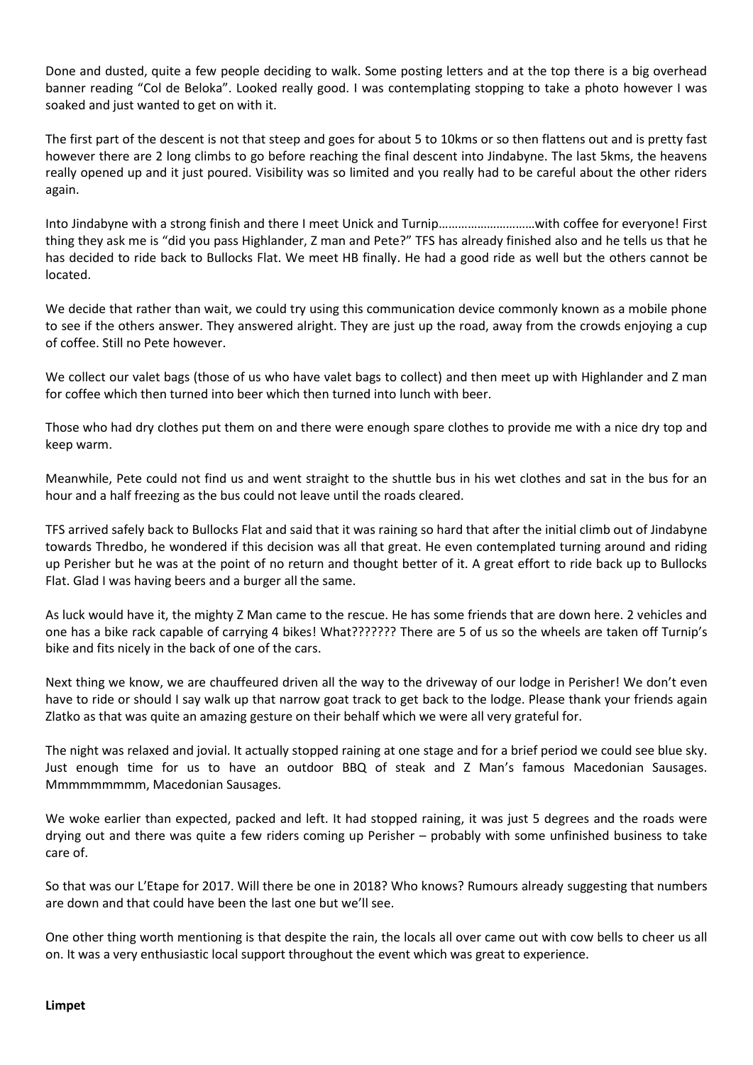Done and dusted, quite a few people deciding to walk. Some posting letters and at the top there is a big overhead banner reading "Col de Beloka". Looked really good. I was contemplating stopping to take a photo however I was soaked and just wanted to get on with it.

The first part of the descent is not that steep and goes for about 5 to 10kms or so then flattens out and is pretty fast however there are 2 long climbs to go before reaching the final descent into Jindabyne. The last 5kms, the heavens really opened up and it just poured. Visibility was so limited and you really had to be careful about the other riders again.

Into Jindabyne with a strong finish and there I meet Unick and Turnip…………………………with coffee for everyone! First thing they ask me is "did you pass Highlander, Z man and Pete?" TFS has already finished also and he tells us that he has decided to ride back to Bullocks Flat. We meet HB finally. He had a good ride as well but the others cannot be located.

We decide that rather than wait, we could try using this communication device commonly known as a mobile phone to see if the others answer. They answered alright. They are just up the road, away from the crowds enjoying a cup of coffee. Still no Pete however.

We collect our valet bags (those of us who have valet bags to collect) and then meet up with Highlander and Z man for coffee which then turned into beer which then turned into lunch with beer.

Those who had dry clothes put them on and there were enough spare clothes to provide me with a nice dry top and keep warm.

Meanwhile, Pete could not find us and went straight to the shuttle bus in his wet clothes and sat in the bus for an hour and a half freezing as the bus could not leave until the roads cleared.

TFS arrived safely back to Bullocks Flat and said that it was raining so hard that after the initial climb out of Jindabyne towards Thredbo, he wondered if this decision was all that great. He even contemplated turning around and riding up Perisher but he was at the point of no return and thought better of it. A great effort to ride back up to Bullocks Flat. Glad I was having beers and a burger all the same.

As luck would have it, the mighty Z Man came to the rescue. He has some friends that are down here. 2 vehicles and one has a bike rack capable of carrying 4 bikes! What??????? There are 5 of us so the wheels are taken off Turnip's bike and fits nicely in the back of one of the cars.

Next thing we know, we are chauffeured driven all the way to the driveway of our lodge in Perisher! We don't even have to ride or should I say walk up that narrow goat track to get back to the lodge. Please thank your friends again Zlatko as that was quite an amazing gesture on their behalf which we were all very grateful for.

The night was relaxed and jovial. It actually stopped raining at one stage and for a brief period we could see blue sky. Just enough time for us to have an outdoor BBQ of steak and Z Man's famous Macedonian Sausages. Mmmmmmmmm, Macedonian Sausages.

We woke earlier than expected, packed and left. It had stopped raining, it was just 5 degrees and the roads were drying out and there was quite a few riders coming up Perisher – probably with some unfinished business to take care of.

So that was our L'Etape for 2017. Will there be one in 2018? Who knows? Rumours already suggesting that numbers are down and that could have been the last one but we'll see.

One other thing worth mentioning is that despite the rain, the locals all over came out with cow bells to cheer us all on. It was a very enthusiastic local support throughout the event which was great to experience.

**Limpet**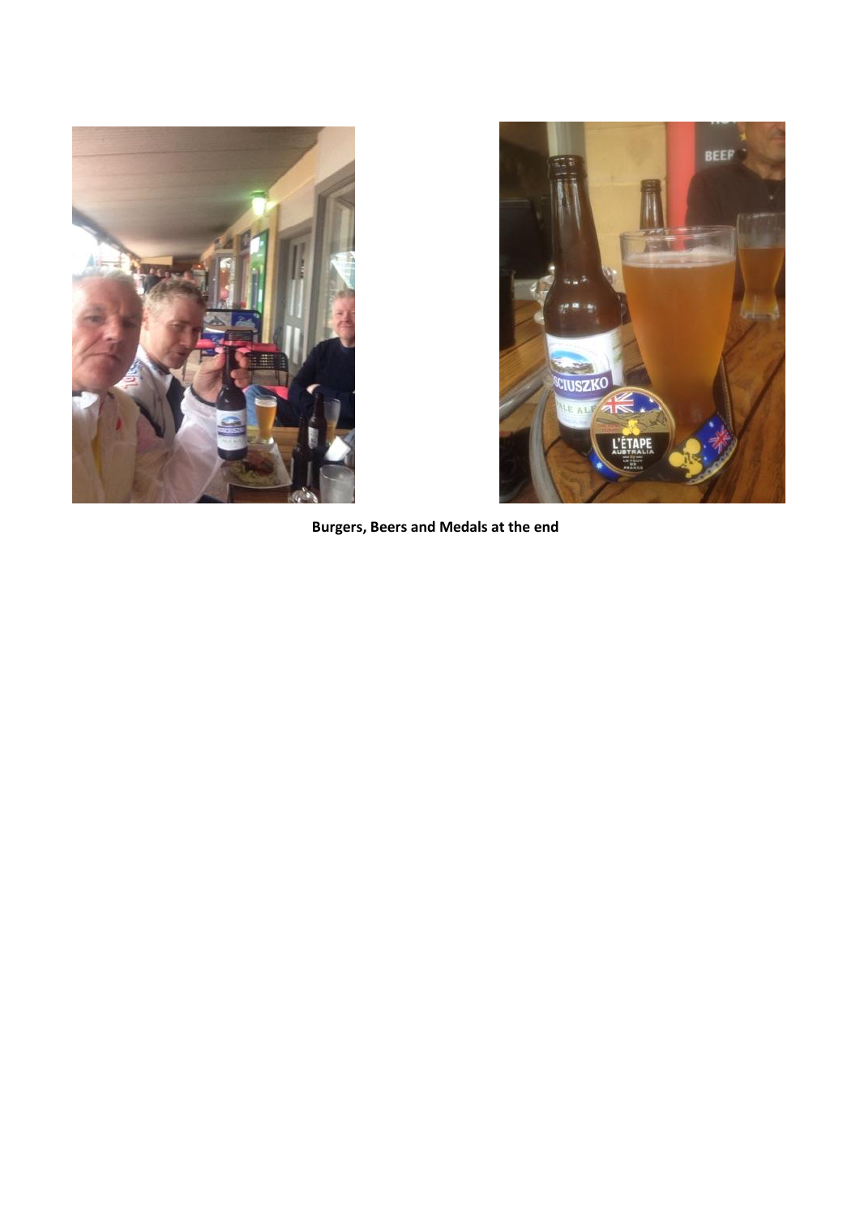**Burgers, Beers and Medals at the end**